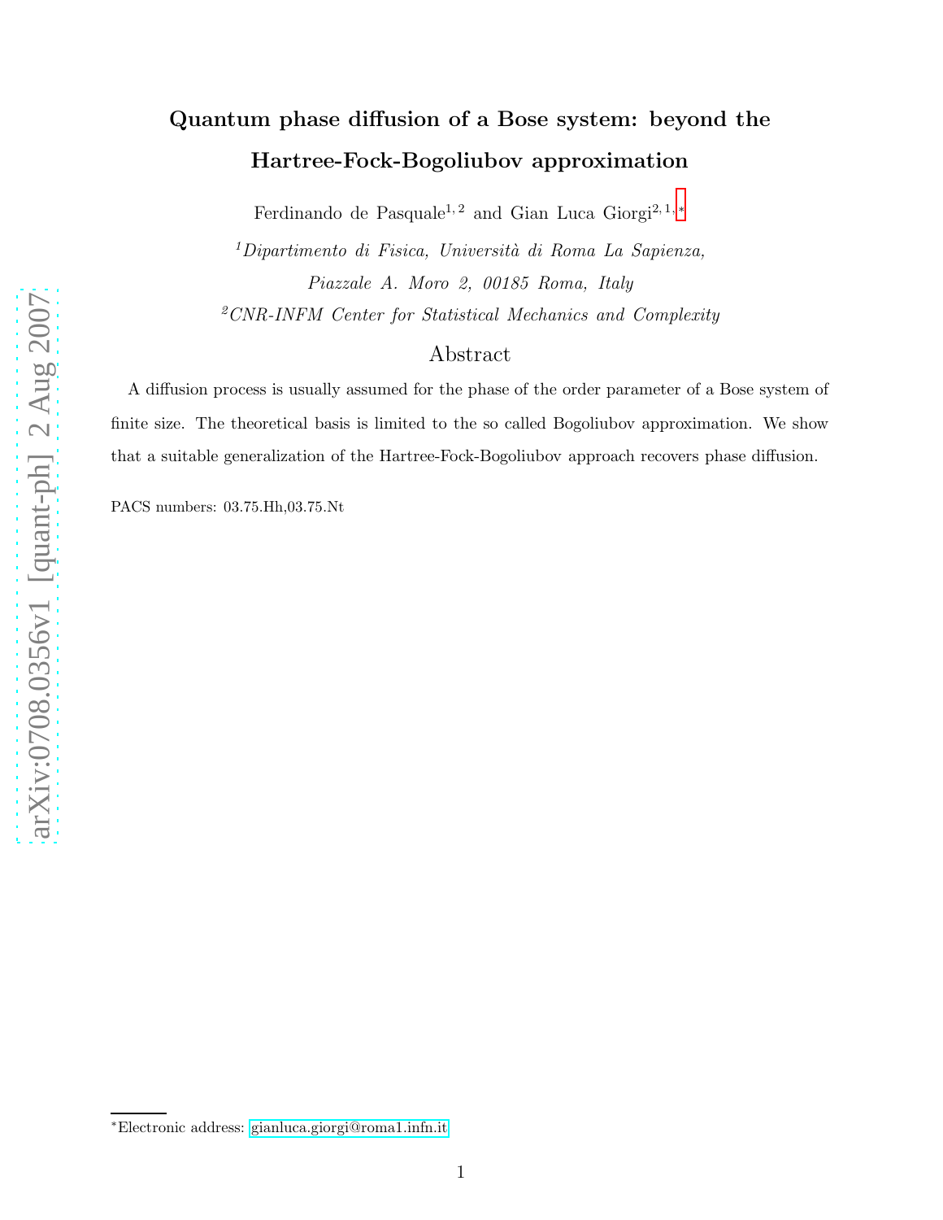# Quantum phase diffusion of a Bose system: beyond the Hartree-Fock-Bogoliubov approximation

Ferdinando de Pasquale[1,2] and Gian Luca Giorgi[2,1,*]

[1] *Dipartimento di Fisica, Università di Roma La Sapienza, Piazzale A. Moro 2, 00185 Roma, Italy*

[2] *CNR-INFM Center for Statistical Mechanics and Complexity*

## Abstract

A diffusion process is usually assumed for the phase of the order parameter of a Bose system of finite size. The theoretical basis is limited to the so called Bogoliubov approximation. We show that a suitable generalization of the Hartree-Fock-Bogoliubov approach recovers phase diffusion.

PACS numbers: 03.75.Hh,03.75.Nt

[*] Electronic address: gianluca.giorgi@roma1.infn.it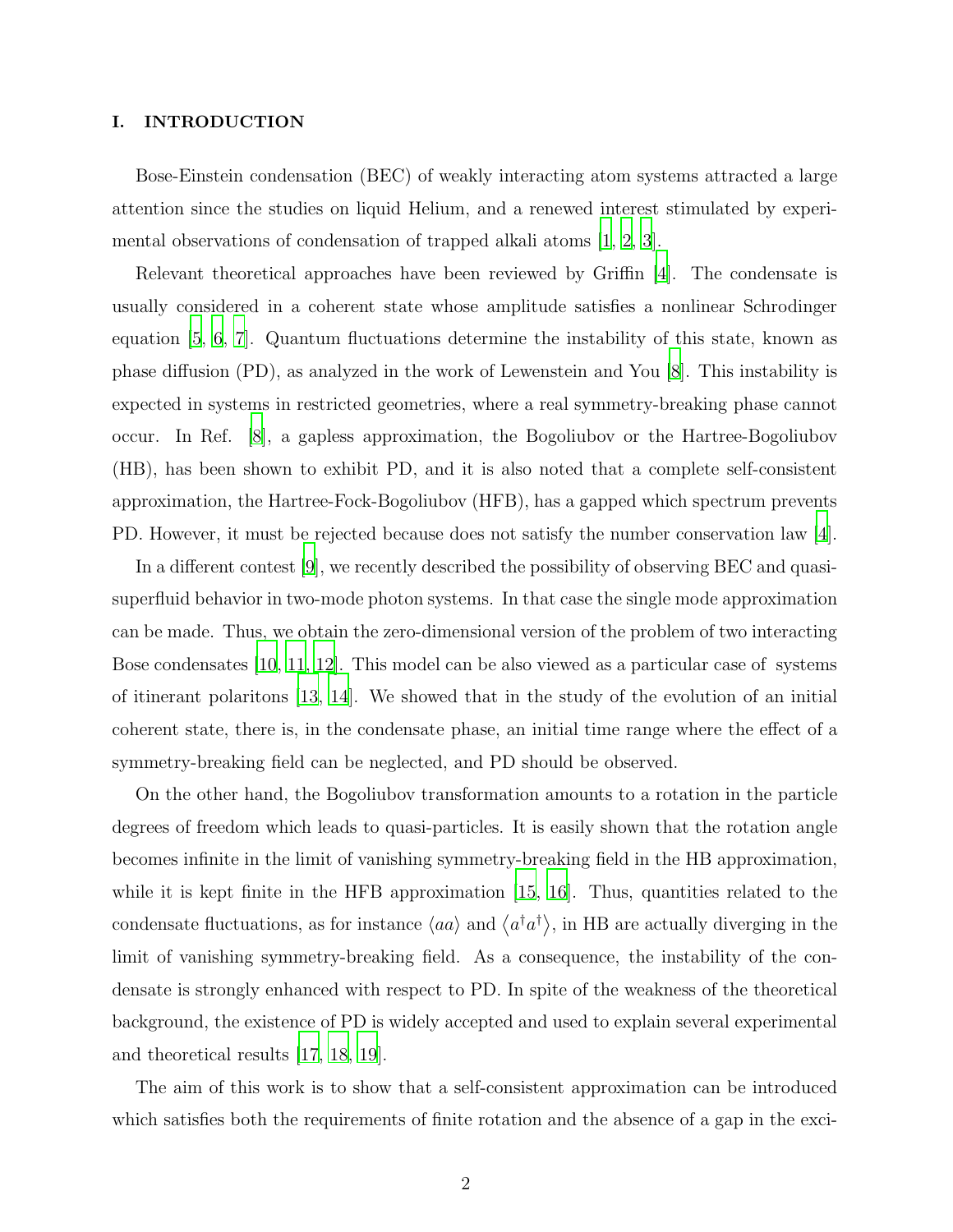## I. INTRODUCTION

Bose-Einstein condensation (BEC) of weakly interacting atom systems attracted a large attention since the studies on liquid Helium, and a renewed interest stimulated by experimental observations of condensation of trapped alkali atoms [1, 2, 3].

Relevant theoretical approaches have been reviewed by Griffin [4]. The condensate is usually considered in a coherent state whose amplitude satisfies a nonlinear Schrodinger equation [5, 6, 7]. Quantum fluctuations determine the instability of this state, known as phase diffusion (PD), as analyzed in the work of Lewenstein and You [8]. This instability is expected in systems in restricted geometries, where a real symmetry-breaking phase cannot occur. In Ref. [8], a gapless approximation, the Bogoliubov or the Hartree-Bogoliubov (HB), has been shown to exhibit PD, and it is also noted that a complete self-consistent approximation, the Hartree-Fock-Bogoliubov (HFB), has a gapped which spectrum prevents PD. However, it must be rejected because does not satisfy the number conservation law [4].

In a different contest [9], we recently described the possibility of observing BEC and quasi-superfluid behavior in two-mode photon systems. In that case the single mode approximation can be made. Thus, we obtain the zero-dimensional version of the problem of two interacting Bose condensates [10, 11, 12]. This model can be also viewed as a particular case of systems of itinerant polaritons [13, 14]. We showed that in the study of the evolution of an initial coherent state, there is, in the condensate phase, an initial time range where the effect of a symmetry-breaking field can be neglected, and PD should be observed.

On the other hand, the Bogoliubov transformation amounts to a rotation in the particle degrees of freedom which leads to quasi-particles. It is easily shown that the rotation angle becomes infinite in the limit of vanishing symmetry-breaking field in the HB approximation, while it is kept finite in the HFB approximation [15, 16]. Thus, quantities related to the condensate fluctuations, as for instance $\langle aa \rangle$ and $\langle a^\dagger a^\dagger \rangle$, in HB are actually diverging in the limit of vanishing symmetry-breaking field. As a consequence, the instability of the condensate is strongly enhanced with respect to PD. In spite of the weakness of the theoretical background, the existence of PD is widely accepted and used to explain several experimental and theoretical results [17, 18, 19].

The aim of this work is to show that a self-consistent approximation can be introduced which satisfies both the requirements of finite rotation and the absence of a gap in the exci-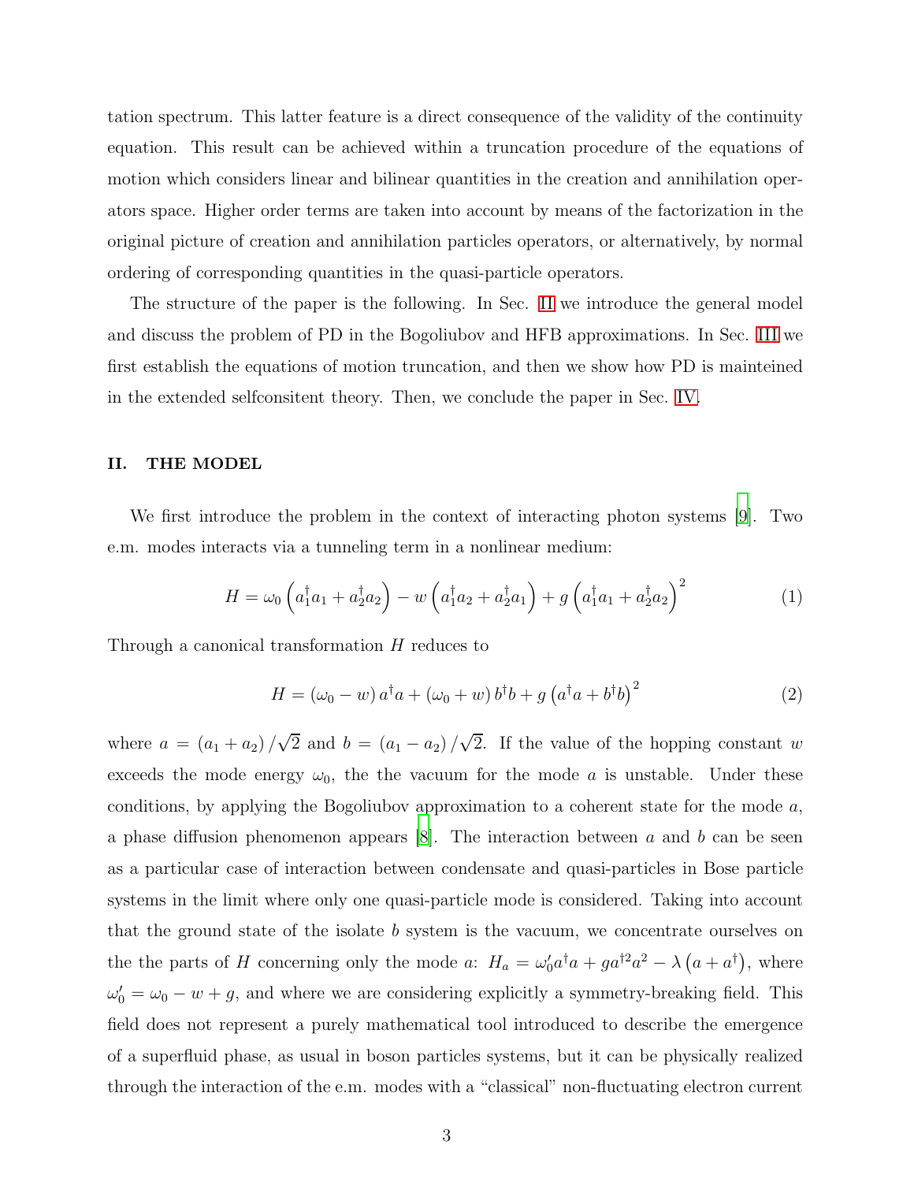tation spectrum. This latter feature is a direct consequence of the validity of the continuity equation. This result can be achieved within a truncation procedure of the equations of motion which considers linear and bilinear quantities in the creation and annihilation operators space. Higher order terms are taken into account by means of the factorization in the original picture of creation and annihilation particles operators, or alternatively, by normal ordering of corresponding quantities in the quasi-particle operators.

The structure of the paper is the following. In Sec. II we introduce the general model and discuss the problem of PD in the Bogoliubov and HFB approximations. In Sec. III we first establish the equations of motion truncation, and then we show how PD is mainteined in the extended selfconsitent theory. Then, we conclude the paper in Sec. IV.

## II. THE MODEL

We first introduce the problem in the context of interacting photon systems [9]. Two e.m. modes interacts via a tunneling term in a nonlinear medium:

$$H = \omega_0 \left( a_1^\dagger a_1 + a_2^\dagger a_2 \right) - w \left( a_1^\dagger a_2 + a_2^\dagger a_1 \right) + g \left( a_1^\dagger a_1 + a_2^\dagger a_2 \right)^2 \tag{1}$$

Through a canonical transformation $H$ reduces to

$$H = \left( \omega_0 - w \right) a^\dagger a + \left( \omega_0 + w \right) b^\dagger b + g \left( a^\dagger a + b^\dagger b \right)^2 \tag{2}$$

where $a = \left( a_1 + a_2 \right) / \sqrt{2}$ and $b = \left( a_1 - a_2 \right) / \sqrt{2}$. If the value of the hopping constant $w$ exceeds the mode energy $\omega_0$, the the vacuum for the mode $a$ is unstable. Under these conditions, by applying the Bogoliubov approximation to a coherent state for the mode $a$, a phase diffusion phenomenon appears [8]. The interaction between $a$ and $b$ can be seen as a particular case of interaction between condensate and quasi-particles in Bose particle systems in the limit where only one quasi-particle mode is considered. Taking into account that the ground state of the isolate $b$ system is the vacuum, we concentrate ourselves on the the parts of $H$ concerning only the mode $a$: $H_a = \omega_0' a^\dagger a + g a^{\dagger 2} a^2 - \lambda \left( a + a^\dagger \right)$, where $\omega_0' = \omega_0 - w + g$, and where we are considering explicitly a symmetry-breaking field. This field does not represent a purely mathematical tool introduced to describe the emergence of a superfluid phase, as usual in boson particles systems, but it can be physically realized through the interaction of the e.m. modes with a "classical" non-fluctuating electron current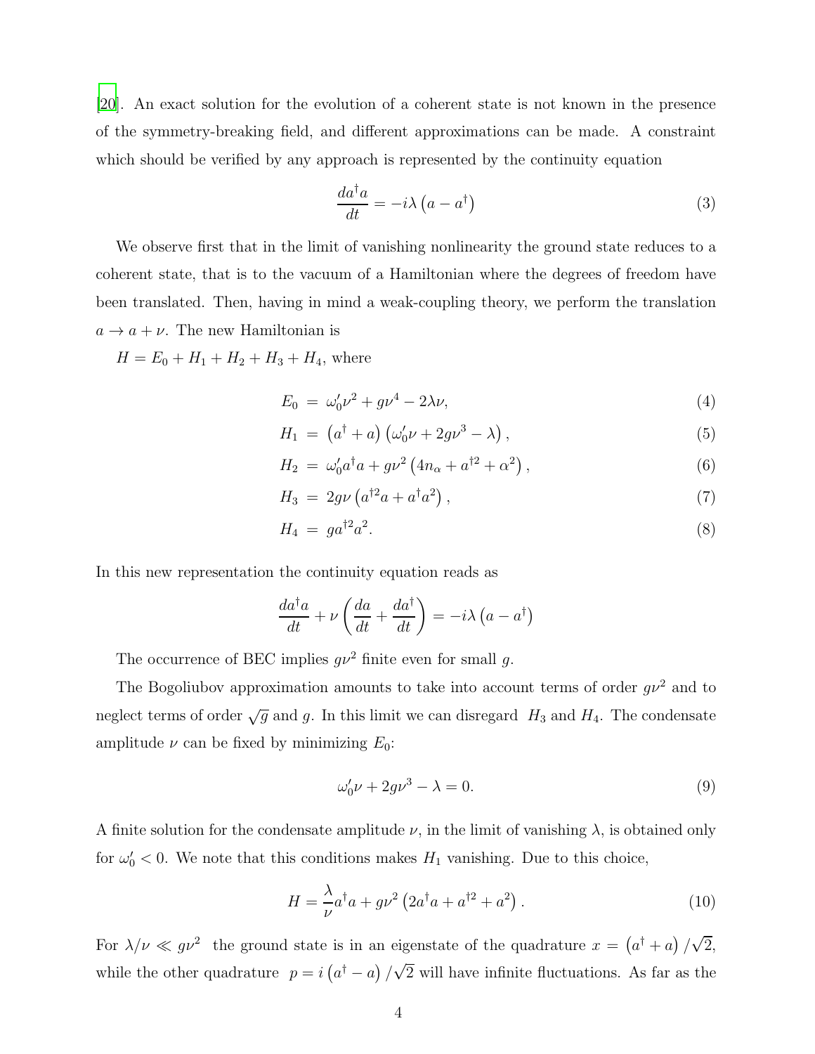[20]. An exact solution for the evolution of a coherent state is not known in the presence of the symmetry-breaking field, and different approximations can be made. A constraint which should be verified by any approach is represented by the continuity equation

$$\frac{da^\dagger a}{dt} = -i\lambda\left(a - a^\dagger\right) \tag{3}$$

We observe first that in the limit of vanishing nonlinearity the ground state reduces to a coherent state, that is to the vacuum of a Hamiltonian where the degrees of freedom have been translated. Then, having in mind a weak-coupling theory, we perform the translation $a \to a + \nu$. The new Hamiltonian is

$H = E_0 + H_1 + H_2 + H_3 + H_4$, where

$$E_0 = \omega_0'\nu^2 + g\nu^4 - 2\lambda\nu, \tag{4}$$

$$H_1 = \left(a^\dagger + a\right)\left(\omega_0'\nu + 2g\nu^3 - \lambda\right), \tag{5}$$

$$H_2 = \omega_0' a^\dagger a + g\nu^2\left(4n_\alpha + a^{\dagger 2} + \alpha^2\right), \tag{6}$$

$$H_3 = 2g\nu\left(a^{\dagger 2}a + a^\dagger a^2\right), \tag{7}$$

$$H_4 = g a^{\dagger 2} a^2. \tag{8}$$

In this new representation the continuity equation reads as

$$\frac{da^\dagger a}{dt} + \nu\left(\frac{da}{dt} + \frac{da^\dagger}{dt}\right) = -i\lambda\left(a - a^\dagger\right)$$

The occurrence of BEC implies $g\nu^2$ finite even for small $g$.

The Bogoliubov approximation amounts to take into account terms of order $g\nu^2$ and to neglect terms of order $\sqrt{g}$ and $g$. In this limit we can disregard $H_3$ and $H_4$. The condensate amplitude $\nu$ can be fixed by minimizing $E_0$:

$$\omega_0'\nu + 2g\nu^3 - \lambda = 0. \tag{9}$$

A finite solution for the condensate amplitude $\nu$, in the limit of vanishing $\lambda$, is obtained only for $\omega_0' < 0$. We note that this conditions makes $H_1$ vanishing. Due to this choice,

$$H = \frac{\lambda}{\nu}a^\dagger a + g\nu^2\left(2a^\dagger a + a^{\dagger 2} + a^2\right). \tag{10}$$

For $\lambda/\nu \ll g\nu^2$ the ground state is in an eigenstate of the quadrature $x = \left(a^\dagger + a\right)/\sqrt{2}$, while the other quadrature $p = i\left(a^\dagger - a\right)/\sqrt{2}$ will have infinite fluctuations. As far as the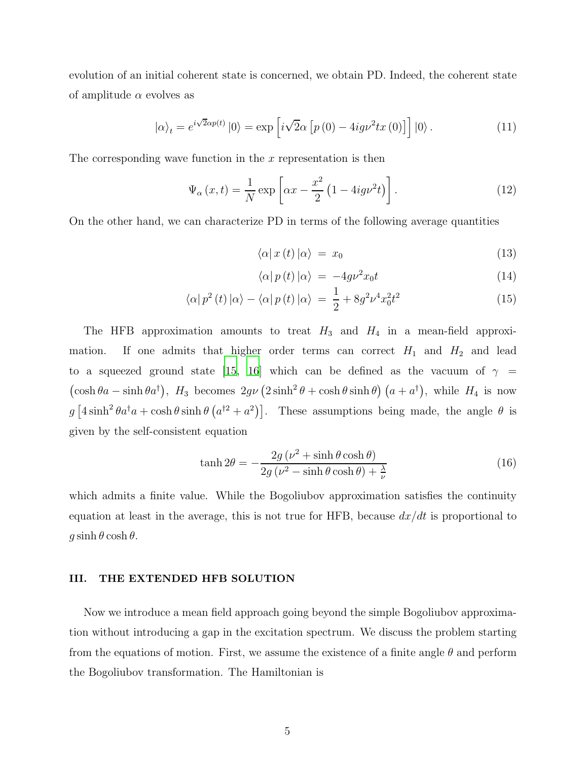evolution of an initial coherent state is concerned, we obtain PD. Indeed, the coherent state of amplitude $\alpha$ evolves as

$$|\alpha\rangle_t = e^{i\sqrt{2}\alpha p(t)} |0\rangle = \exp\left[i\sqrt{2}\alpha\left[p\left(0\right) - 4ig\nu^2 t x\left(0\right)\right]\right]|0\rangle . \tag{11}$$

The corresponding wave function in the $x$ representation is then

$$\Psi_\alpha\left(x,t\right) = \frac{1}{N}\exp\left[\alpha x - \frac{x^2}{2}\left(1 - 4ig\nu^2 t\right)\right]. \tag{12}$$

On the other hand, we can characterize PD in terms of the following average quantities

$$\langle\alpha|\, x\left(t\right)|\alpha\rangle \;=\; x_0 \tag{13}$$

$$\langle\alpha|\, p\left(t\right)|\alpha\rangle \;=\; -4g\nu^2 x_0 t \tag{14}$$

$$\langle\alpha|\, p^2\left(t\right)|\alpha\rangle - \langle\alpha|\, p\left(t\right)|\alpha\rangle \;=\; \frac{1}{2} + 8g^2\nu^4 x_0^2 t^2 \tag{15}$$

The HFB approximation amounts to treat $H_3$ and $H_4$ in a mean-field approximation. If one admits that higher order terms can correct $H_1$ and $H_2$ and lead to a squeezed ground state [15, 16] which can be defined as the vacuum of $\gamma = \left(\cosh\theta a - \sinh\theta a^\dagger\right)$, $H_3$ becomes $2g\nu\left(2\sinh^2\theta + \cosh\theta\sinh\theta\right)\left(a + a^\dagger\right)$, while $H_4$ is now $g\left[4\sinh^2\theta a^\dagger a + \cosh\theta\sinh\theta\left(a^{\dagger 2} + a^2\right)\right]$. These assumptions being made, the angle $\theta$ is given by the self-consistent equation

$$\tanh 2\theta = -\frac{2g\left(\nu^2 + \sinh\theta\cosh\theta\right)}{2g\left(\nu^2 - \sinh\theta\cosh\theta\right) + \frac{\lambda}{\nu}} \tag{16}$$

which admits a finite value. While the Bogoliubov approximation satisfies the continuity equation at least in the average, this is not true for HFB, because $dx/dt$ is proportional to $g\sinh\theta\cosh\theta$.

## III. THE EXTENDED HFB SOLUTION

Now we introduce a mean field approach going beyond the simple Bogoliubov approximation without introducing a gap in the excitation spectrum. We discuss the problem starting from the equations of motion. First, we assume the existence of a finite angle $\theta$ and perform the Bogoliubov transformation. The Hamiltonian is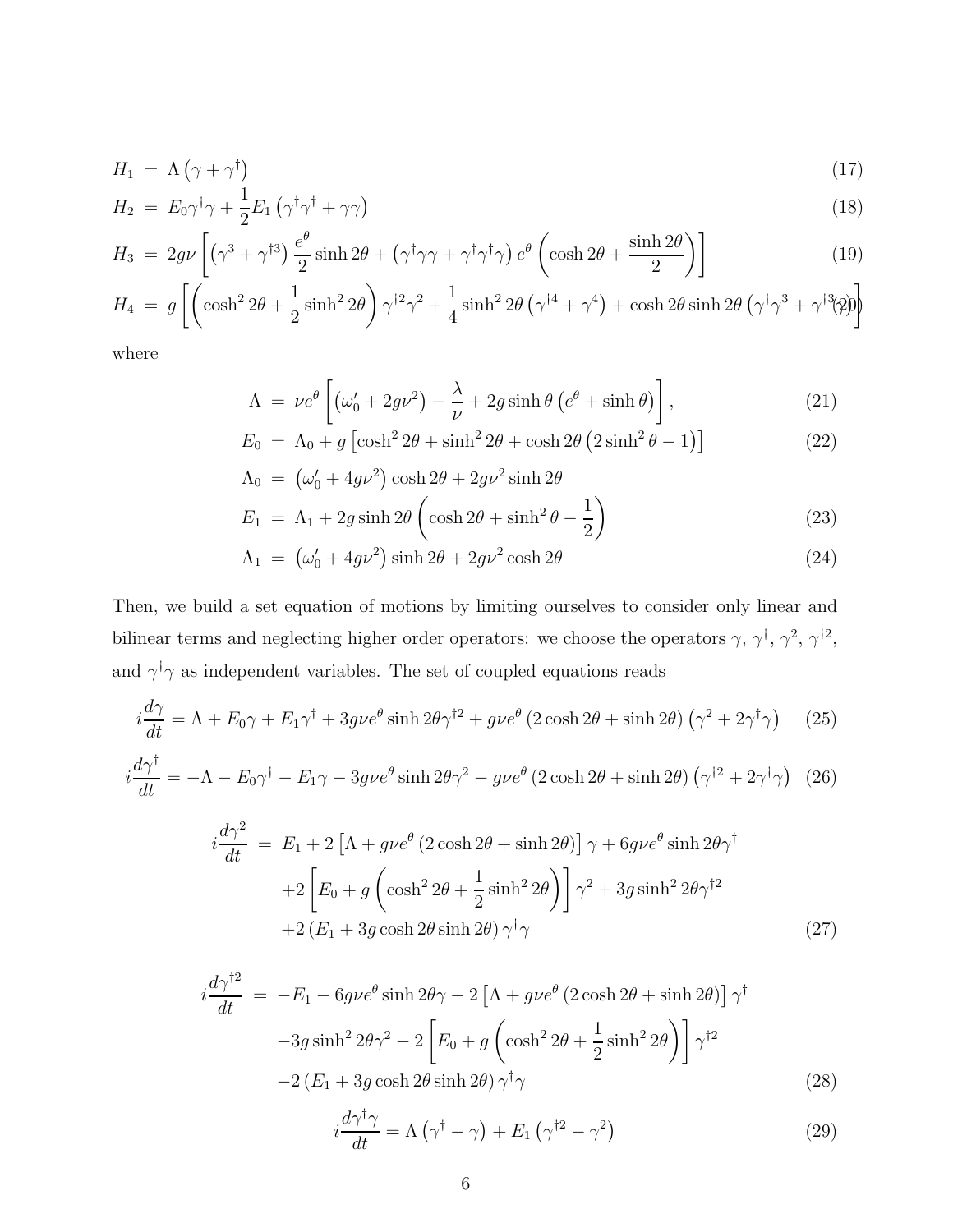$$H_1 = \Lambda \left(\gamma + \gamma^\dagger\right) \tag{17}$$

$$H_2 = E_0 \gamma^\dagger \gamma + \frac{1}{2} E_1 \left(\gamma^\dagger \gamma^\dagger + \gamma\gamma\right) \tag{18}$$

$$H_3 = 2g\nu \left[ \left(\gamma^3 + \gamma^{\dagger 3}\right) \frac{e^\theta}{2} \sinh 2\theta + \left(\gamma^\dagger \gamma\gamma + \gamma^\dagger \gamma^\dagger \gamma\right) e^\theta \left(\cosh 2\theta + \frac{\sinh 2\theta}{2}\right) \right] \tag{19}$$

$$H_4 = g \left[ \left(\cosh^2 2\theta + \frac{1}{2}\sinh^2 2\theta\right) \gamma^{\dagger 2}\gamma^2 + \frac{1}{4}\sinh^2 2\theta \left(\gamma^{\dagger 4} + \gamma^4\right) + \cosh 2\theta \sinh 2\theta \left(\gamma^\dagger \gamma^3 + \gamma^{\dagger 3}\gamma\right) \right] \tag{20}$$

where

$$\Lambda = \nu e^\theta \left[ \left(\omega_0' + 2g\nu^2\right) - \frac{\lambda}{\nu} + 2g \sinh\theta \left(e^\theta + \sinh\theta\right) \right], \tag{21}$$

$$E_0 = \Lambda_0 + g \left[\cosh^2 2\theta + \sinh^2 2\theta + \cosh 2\theta \left(2\sinh^2\theta - 1\right)\right] \tag{22}$$

$$\Lambda_0 = \left(\omega_0' + 4g\nu^2\right)\cosh 2\theta + 2g\nu^2 \sinh 2\theta$$

$$E_1 = \Lambda_1 + 2g \sinh 2\theta \left(\cosh 2\theta + \sinh^2\theta - \frac{1}{2}\right) \tag{23}$$

$$\Lambda_1 = \left(\omega_0' + 4g\nu^2\right)\sinh 2\theta + 2g\nu^2 \cosh 2\theta \tag{24}$$

Then, we build a set equation of motions by limiting ourselves to consider only linear and bilinear terms and neglecting higher order operators: we choose the operators $\gamma$, $\gamma^\dagger$, $\gamma^2$, $\gamma^{\dagger 2}$, and $\gamma^\dagger\gamma$ as independent variables. The set of coupled equations reads

$$i\frac{d\gamma}{dt} = \Lambda + E_0\gamma + E_1\gamma^\dagger + 3g\nu e^\theta \sinh 2\theta \gamma^{\dagger 2} + g\nu e^\theta \left(2\cosh 2\theta + \sinh 2\theta\right)\left(\gamma^2 + 2\gamma^\dagger\gamma\right) \tag{25}$$

$$i\frac{d\gamma^\dagger}{dt} = -\Lambda - E_0\gamma^\dagger - E_1\gamma - 3g\nu e^\theta \sinh 2\theta \gamma^2 - g\nu e^\theta \left(2\cosh 2\theta + \sinh 2\theta\right)\left(\gamma^{\dagger 2} + 2\gamma^\dagger\gamma\right) \tag{26}$$

$$\begin{aligned} i\frac{d\gamma^2}{dt} = \; & E_1 + 2\left[\Lambda + g\nu e^\theta \left(2\cosh 2\theta + \sinh 2\theta\right)\right]\gamma + 6g\nu e^\theta \sinh 2\theta \gamma^\dagger \\ & + 2\left[E_0 + g\left(\cosh^2 2\theta + \frac{1}{2}\sinh^2 2\theta\right)\right]\gamma^2 + 3g\sinh^2 2\theta \gamma^{\dagger 2} \\ & + 2\left(E_1 + 3g\cosh 2\theta \sinh 2\theta\right)\gamma^\dagger\gamma \end{aligned} \tag{27}$$

$$\begin{aligned} i\frac{d\gamma^{\dagger 2}}{dt} = \; & -E_1 - 6g\nu e^\theta \sinh 2\theta \gamma - 2\left[\Lambda + g\nu e^\theta \left(2\cosh 2\theta + \sinh 2\theta\right)\right]\gamma^\dagger \\ & - 3g\sinh^2 2\theta \gamma^2 - 2\left[E_0 + g\left(\cosh^2 2\theta + \frac{1}{2}\sinh^2 2\theta\right)\right]\gamma^{\dagger 2} \\ & - 2\left(E_1 + 3g\cosh 2\theta \sinh 2\theta\right)\gamma^\dagger\gamma \end{aligned} \tag{28}$$

$$i\frac{d\gamma^\dagger\gamma}{dt} = \Lambda\left(\gamma^\dagger - \gamma\right) + E_1\left(\gamma^{\dagger 2} - \gamma^2\right) \tag{29}$$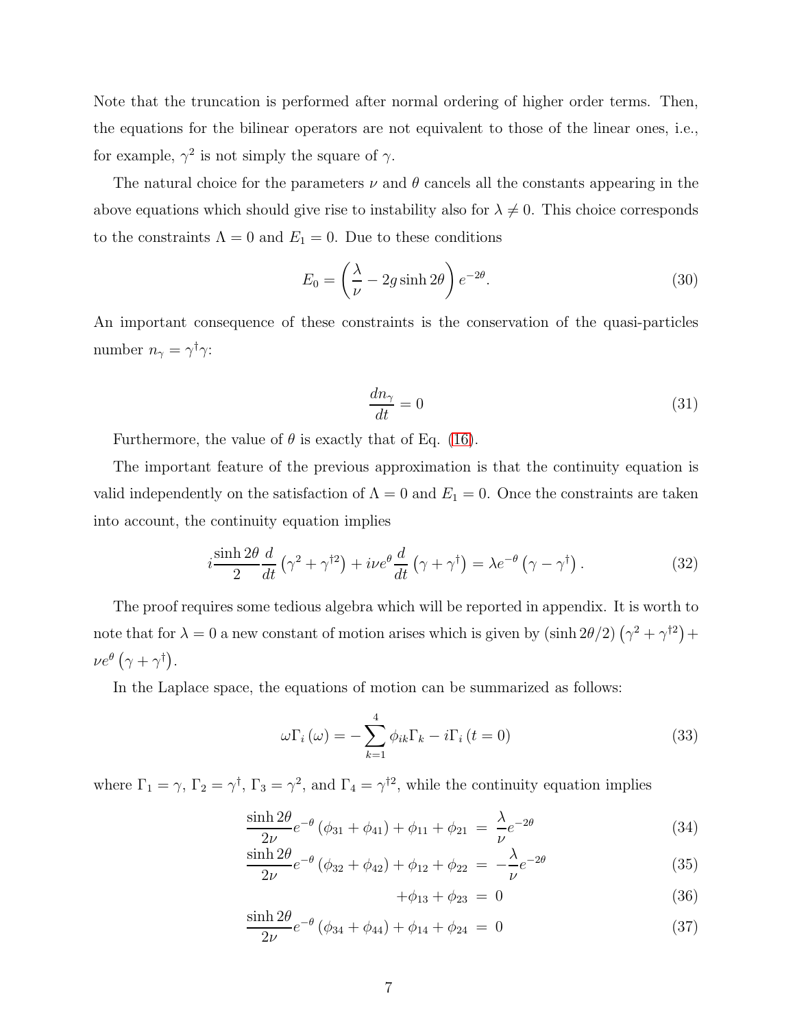Note that the truncation is performed after normal ordering of higher order terms. Then, the equations for the bilinear operators are not equivalent to those of the linear ones, i.e., for example, $\gamma^2$ is not simply the square of $\gamma$.

The natural choice for the parameters $\nu$ and $\theta$ cancels all the constants appearing in the above equations which should give rise to instability also for $\lambda \neq 0$. This choice corresponds to the constraints $\Lambda = 0$ and $E_1 = 0$. Due to these conditions

$$E_0 = \left( \frac{\lambda}{\nu} - 2g \sinh 2\theta \right) e^{-2\theta}. \tag{30}$$

An important consequence of these constraints is the conservation of the quasi-particles number $n_\gamma = \gamma^\dagger \gamma$:

$$\frac{dn_\gamma}{dt} = 0 \tag{31}$$

Furthermore, the value of $\theta$ is exactly that of Eq. (16).

The important feature of the previous approximation is that the continuity equation is valid independently on the satisfaction of $\Lambda = 0$ and $E_1 = 0$. Once the constraints are taken into account, the continuity equation implies

$$i \frac{\sinh 2\theta}{2} \frac{d}{dt} \left( \gamma^2 + \gamma^{\dagger 2} \right) + i \nu e^{\theta} \frac{d}{dt} \left( \gamma + \gamma^\dagger \right) = \lambda e^{-\theta} \left( \gamma - \gamma^\dagger \right). \tag{32}$$

The proof requires some tedious algebra which will be reported in appendix. It is worth to note that for $\lambda = 0$ a new constant of motion arises which is given by $(\sinh 2\theta / 2) \left( \gamma^2 + \gamma^{\dagger 2} \right) + \nu e^{\theta} \left( \gamma + \gamma^\dagger \right)$.

In the Laplace space, the equations of motion can be summarized as follows:

$$\omega \Gamma_i (\omega) = - \sum_{k=1}^{4} \phi_{ik} \Gamma_k - i \Gamma_i (t = 0) \tag{33}$$

where $\Gamma_1 = \gamma$, $\Gamma_2 = \gamma^\dagger$, $\Gamma_3 = \gamma^2$, and $\Gamma_4 = \gamma^{\dagger 2}$, while the continuity equation implies

$$\frac{\sinh 2\theta}{2\nu} e^{-\theta} \left( \phi_{31} + \phi_{41} \right) + \phi_{11} + \phi_{21} = \frac{\lambda}{\nu} e^{-2\theta} \tag{34}$$

$$\frac{\sinh 2\theta}{2\nu} e^{-\theta} \left( \phi_{32} + \phi_{42} \right) + \phi_{12} + \phi_{22} = -\frac{\lambda}{\nu} e^{-2\theta} \tag{35}$$

$$+ \phi_{13} + \phi_{23} = 0 \tag{36}$$

$$\frac{\sinh 2\theta}{2\nu} e^{-\theta} \left( \phi_{34} + \phi_{44} \right) + \phi_{14} + \phi_{24} = 0 \tag{37}$$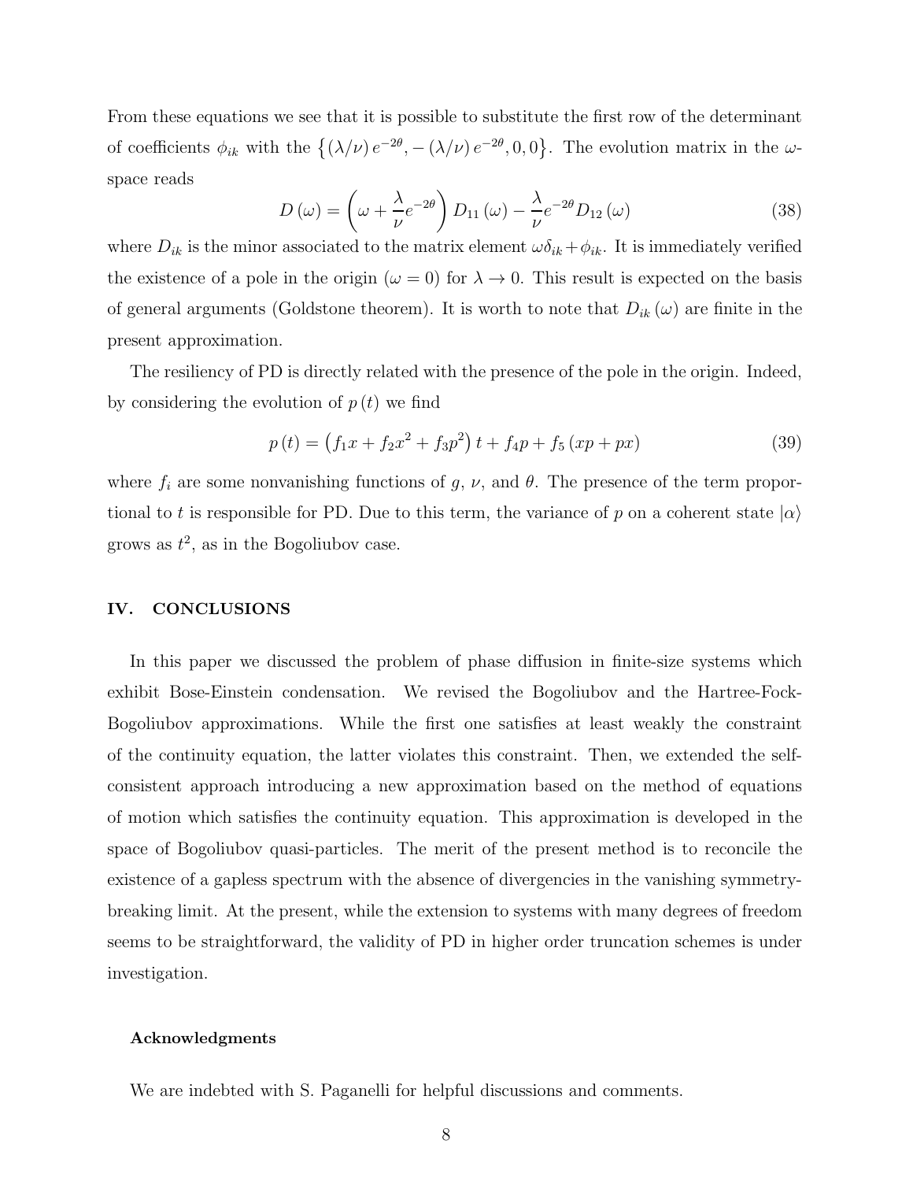From these equations we see that it is possible to substitute the first row of the determinant of coefficients $\phi_{ik}$ with the $\left\{ (\lambda/\nu)\, e^{-2\theta}, -(\lambda/\nu)\, e^{-2\theta}, 0, 0 \right\}$. The evolution matrix in the $\omega$-space reads

$$D(\omega) = \left( \omega + \frac{\lambda}{\nu} e^{-2\theta} \right) D_{11}(\omega) - \frac{\lambda}{\nu} e^{-2\theta} D_{12}(\omega) \tag{38}$$

where $D_{ik}$ is the minor associated to the matrix element $\omega \delta_{ik} + \phi_{ik}$. It is immediately verified the existence of a pole in the origin ($\omega = 0$) for $\lambda \to 0$. This result is expected on the basis of general arguments (Goldstone theorem). It is worth to note that $D_{ik}(\omega)$ are finite in the present approximation.

The resiliency of PD is directly related with the presence of the pole in the origin. Indeed, by considering the evolution of $p(t)$ we find

$$p(t) = \left( f_1 x + f_2 x^2 + f_3 p^2 \right) t + f_4 p + f_5 (xp + px) \tag{39}$$

where $f_i$ are some nonvanishing functions of $g$, $\nu$, and $\theta$. The presence of the term proportional to $t$ is responsible for PD. Due to this term, the variance of $p$ on a coherent state $|\alpha\rangle$ grows as $t^2$, as in the Bogoliubov case.

## IV. CONCLUSIONS

In this paper we discussed the problem of phase diffusion in finite-size systems which exhibit Bose-Einstein condensation. We revised the Bogoliubov and the Hartree-Fock-Bogoliubov approximations. While the first one satisfies at least weakly the constraint of the continuity equation, the latter violates this constraint. Then, we extended the self-consistent approach introducing a new approximation based on the method of equations of motion which satisfies the continuity equation. This approximation is developed in the space of Bogoliubov quasi-particles. The merit of the present method is to reconcile the existence of a gapless spectrum with the absence of divergencies in the vanishing symmetry-breaking limit. At the present, while the extension to systems with many degrees of freedom seems to be straightforward, the validity of PD in higher order truncation schemes is under investigation.

### Acknowledgments

We are indebted with S. Paganelli for helpful discussions and comments.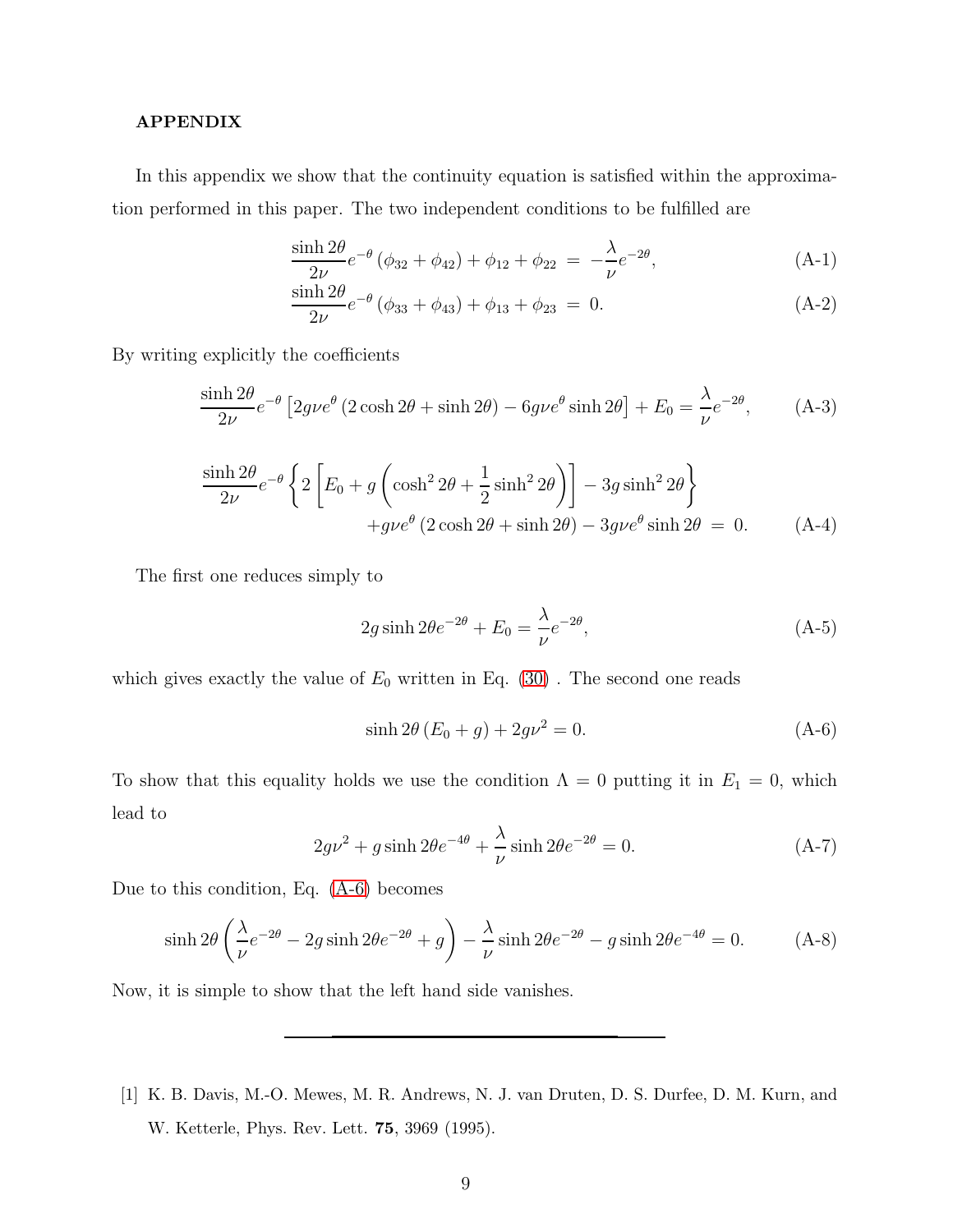**APPENDIX**

In this appendix we show that the continuity equation is satisfied within the approximation performed in this paper. The two independent conditions to be fulfilled are

$$\frac{\sinh 2\theta}{2\nu} e^{-\theta} \left(\phi_{32} + \phi_{42}\right) + \phi_{12} + \phi_{22} \;=\; -\frac{\lambda}{\nu} e^{-2\theta}, \tag{A-1}$$

$$\frac{\sinh 2\theta}{2\nu} e^{-\theta} \left(\phi_{33} + \phi_{43}\right) + \phi_{13} + \phi_{23} \;=\; 0. \tag{A-2}$$

By writing explicitly the coefficients

$$\frac{\sinh 2\theta}{2\nu} e^{-\theta} \left[2g\nu e^{\theta} \left(2\cosh 2\theta + \sinh 2\theta\right) - 6g\nu e^{\theta} \sinh 2\theta\right] + E_0 = \frac{\lambda}{\nu} e^{-2\theta}, \tag{A-3}$$

$$\frac{\sinh 2\theta}{2\nu} e^{-\theta} \left\{ 2\left[E_0 + g\left(\cosh^2 2\theta + \frac{1}{2}\sinh^2 2\theta\right)\right] - 3g\sinh^2 2\theta \right\} + g\nu e^{\theta} \left(2\cosh 2\theta + \sinh 2\theta\right) - 3g\nu e^{\theta} \sinh 2\theta \;=\; 0. \tag{A-4}$$

The first one reduces simply to

$$2g \sinh 2\theta e^{-2\theta} + E_0 = \frac{\lambda}{\nu} e^{-2\theta}, \tag{A-5}$$

which gives exactly the value of $E_0$ written in Eq. (30) . The second one reads

$$\sinh 2\theta \left(E_0 + g\right) + 2g\nu^2 = 0. \tag{A-6}$$

To show that this equality holds we use the condition $\Lambda = 0$ putting it in $E_1 = 0$, which lead to

$$2g\nu^2 + g \sinh 2\theta e^{-4\theta} + \frac{\lambda}{\nu} \sinh 2\theta e^{-2\theta} = 0. \tag{A-7}$$

Due to this condition, Eq. (A-6) becomes

$$\sinh 2\theta \left(\frac{\lambda}{\nu} e^{-2\theta} - 2g \sinh 2\theta e^{-2\theta} + g\right) - \frac{\lambda}{\nu} \sinh 2\theta e^{-2\theta} - g \sinh 2\theta e^{-4\theta} = 0. \tag{A-8}$$

Now, it is simple to show that the left hand side vanishes.

---

[1] K. B. Davis, M.-O. Mewes, M. R. Andrews, N. J. van Druten, D. S. Durfee, D. M. Kurn, and W. Ketterle, Phys. Rev. Lett. **75**, 3969 (1995).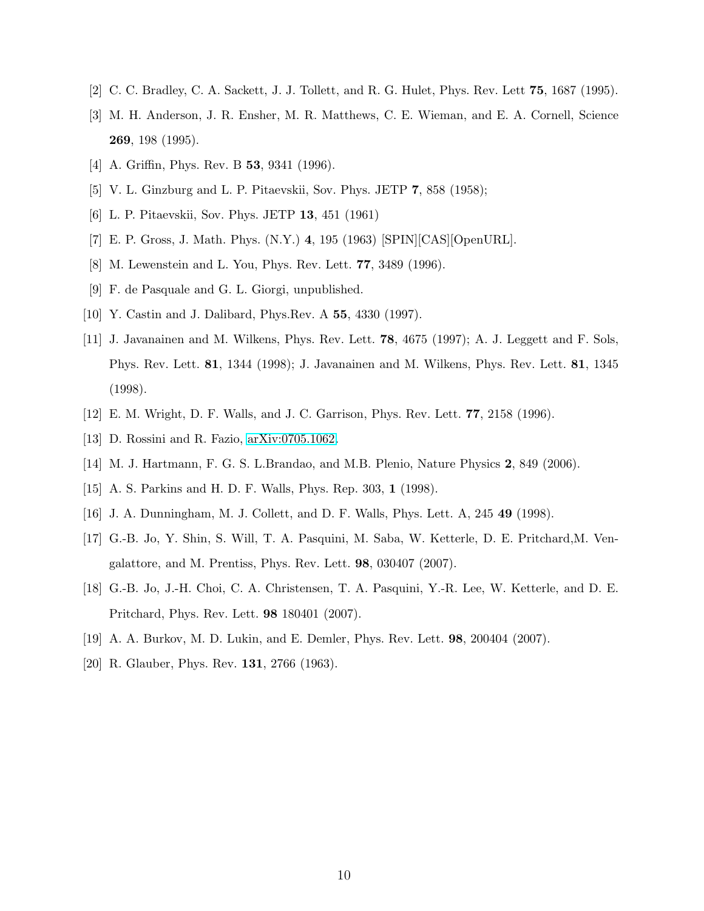[2] C. C. Bradley, C. A. Sackett, J. J. Tollett, and R. G. Hulet, Phys. Rev. Lett **75**, 1687 (1995).

[3] M. H. Anderson, J. R. Ensher, M. R. Matthews, C. E. Wieman, and E. A. Cornell, Science **269**, 198 (1995).

[4] A. Griffin, Phys. Rev. B **53**, 9341 (1996).

[5] V. L. Ginzburg and L. P. Pitaevskii, Sov. Phys. JETP **7**, 858 (1958);

[6] L. P. Pitaevskii, Sov. Phys. JETP **13**, 451 (1961)

[7] E. P. Gross, J. Math. Phys. (N.Y.) **4**, 195 (1963) [SPIN][CAS][OpenURL].

[8] M. Lewenstein and L. You, Phys. Rev. Lett. **77**, 3489 (1996).

[9] F. de Pasquale and G. L. Giorgi, unpublished.

[10] Y. Castin and J. Dalibard, Phys.Rev. A **55**, 4330 (1997).

[11] J. Javanainen and M. Wilkens, Phys. Rev. Lett. **78**, 4675 (1997); A. J. Leggett and F. Sols, Phys. Rev. Lett. **81**, 1344 (1998); J. Javanainen and M. Wilkens, Phys. Rev. Lett. **81**, 1345 (1998).

[12] E. M. Wright, D. F. Walls, and J. C. Garrison, Phys. Rev. Lett. **77**, 2158 (1996).

[13] D. Rossini and R. Fazio, arXiv:0705.1062.

[14] M. J. Hartmann, F. G. S. L.Brandao, and M.B. Plenio, Nature Physics **2**, 849 (2006).

[15] A. S. Parkins and H. D. F. Walls, Phys. Rep. 303, **1** (1998).

[16] J. A. Dunningham, M. J. Collett, and D. F. Walls, Phys. Lett. A, 245 **49** (1998).

[17] G.-B. Jo, Y. Shin, S. Will, T. A. Pasquini, M. Saba, W. Ketterle, D. E. Pritchard,M. Vengalattore, and M. Prentiss, Phys. Rev. Lett. **98**, 030407 (2007).

[18] G.-B. Jo, J.-H. Choi, C. A. Christensen, T. A. Pasquini, Y.-R. Lee, W. Ketterle, and D. E. Pritchard, Phys. Rev. Lett. **98** 180401 (2007).

[19] A. A. Burkov, M. D. Lukin, and E. Demler, Phys. Rev. Lett. **98**, 200404 (2007).

[20] R. Glauber, Phys. Rev. **131**, 2766 (1963).